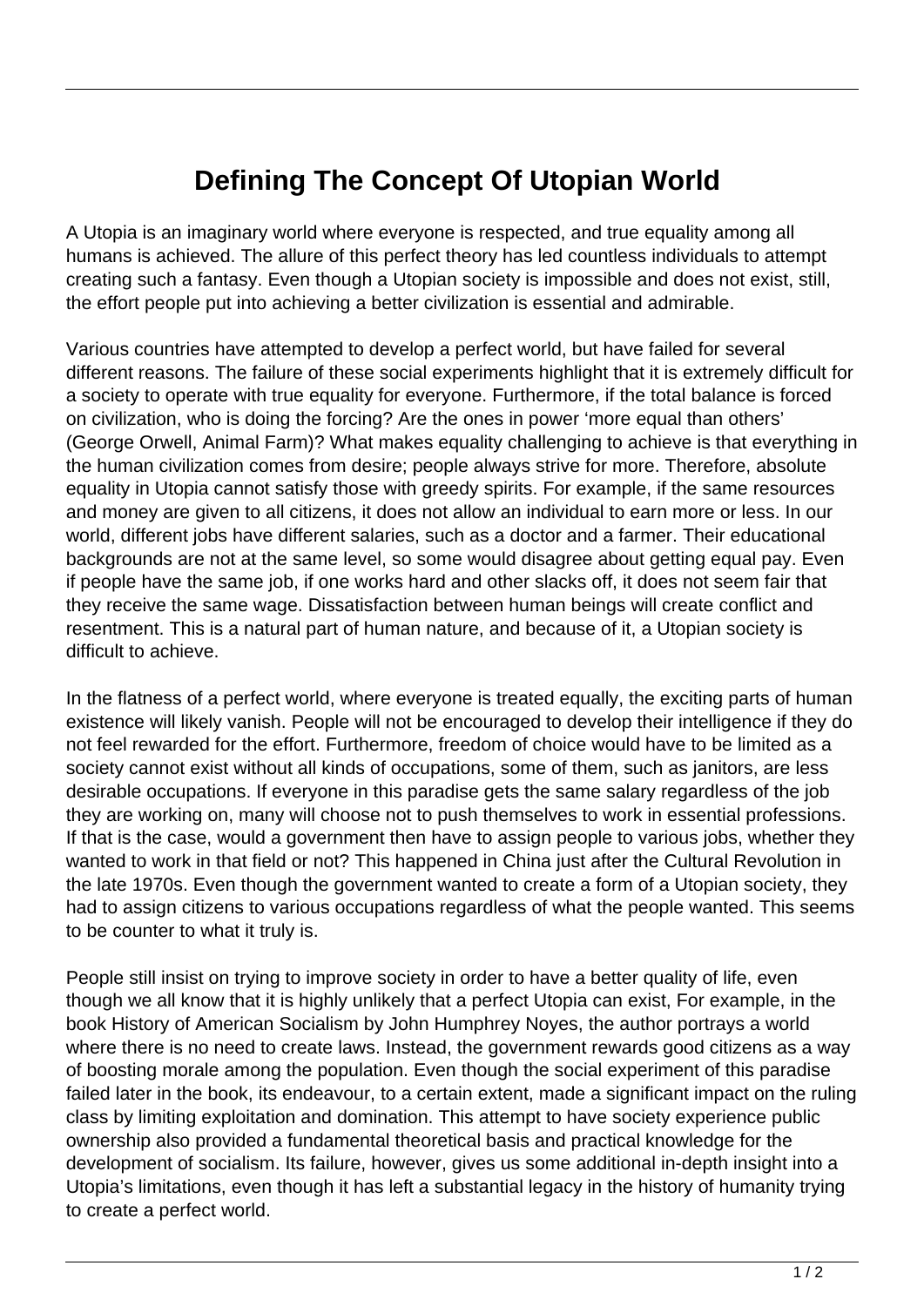# Defining The Concept Of Utopian World

A Utopia is an imaginary world where everyone is respected, and true equality among all humans is achieved. The allure of this perfect theory has led countless individuals to attempt creating such a fantasy. Even though a Utopian society is impossible and does not exist, still, the effort people put into achieving a better civilization is essential and admirable.

Various countries have attempted to develop a perfect world, but have failed for several different reasons. The failure of these social experiments highlight that it is extremely difficult for a society to operate with true equality for everyone. Furthermore, if the total balance is forced on civilization, who is doing the forcing? Are the ones in power 'more equal than others' (George Orwell, Animal Farm)? What makes equality challenging to achieve is that everything in the human civilization comes from desire; people always strive for more. Therefore, absolute equality in Utopia cannot satisfy those with greedy spirits. For example, if the same resources and money are given to all citizens, it does not allow an individual to earn more or less. In our world, different jobs have different salaries, such as a doctor and a farmer. Their educational backgrounds are not at the same level, so some would disagree about getting equal pay. Even if people have the same job, if one works hard and other slacks off, it does not seem fair that they receive the same wage. Dissatisfaction between human beings will create conflict and resentment. This is a natural part of human nature, and because of it, a Utopian society is difficult to achieve.

In the flatness of a perfect world, where everyone is treated equally, the exciting parts of human existence will likely vanish. People will not be encouraged to develop their intelligence if they do not feel rewarded for the effort. Furthermore, freedom of choice would have to be limited as a society cannot exist without all kinds of occupations, some of them, such as janitors, are less desirable occupations. If everyone in this paradise gets the same salary regardless of the job they are working on, many will choose not to push themselves to work in essential professions. If that is the case, would a government then have to assign people to various jobs, whether they wanted to work in that field or not? This happened in China just after the Cultural Revolution in the late 1970s. Even though the government wanted to create a form of a Utopian society, they had to assign citizens to various occupations regardless of what the people wanted. This seems to be counter to what it truly is.

People still insist on trying to improve society in order to have a better quality of life, even though we all know that it is highly unlikely that a perfect Utopia can exist, For example, in the book History of American Socialism by John Humphrey Noyes, the author portrays a world where there is no need to create laws. Instead, the government rewards good citizens as a way of boosting morale among the population. Even though the social experiment of this paradise failed later in the book, its endeavour, to a certain extent, made a significant impact on the ruling class by limiting exploitation and domination. This attempt to have society experience public ownership also provided a fundamental theoretical basis and practical knowledge for the development of socialism. Its failure, however, gives us some additional in-depth insight into a Utopia's limitations, even though it has left a substantial legacy in the history of humanity trying to create a perfect world.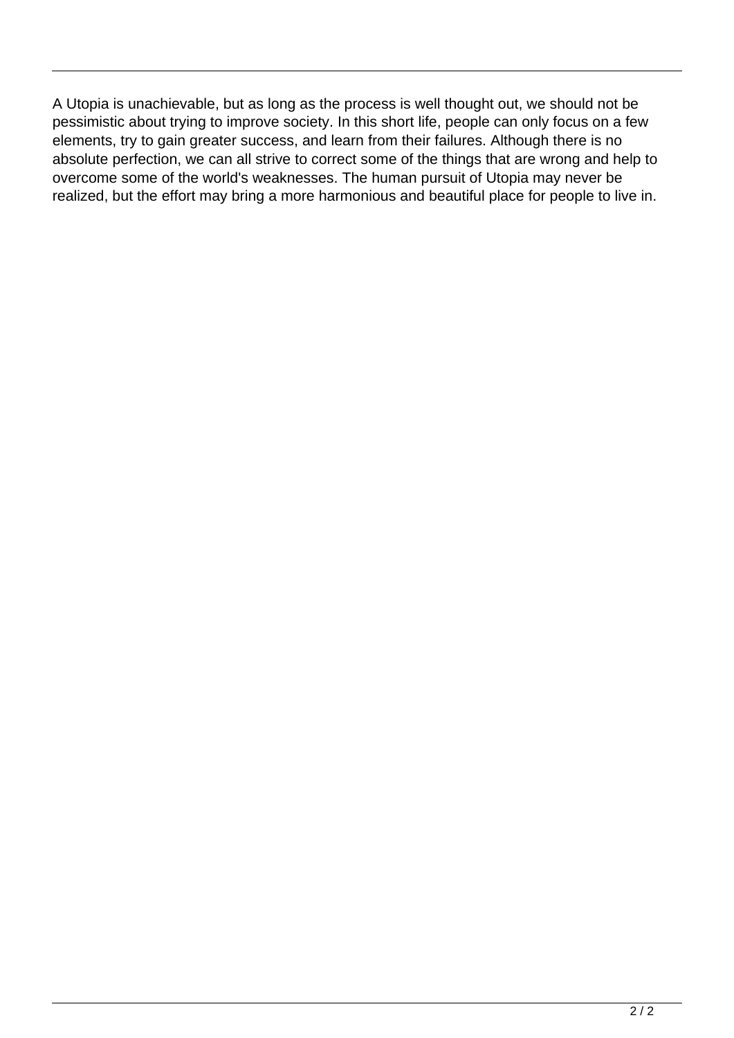A Utopia is unachievable, but as long as the process is well thought out, we should not be pessimistic about trying to improve society. In this short life, people can only focus on a few elements, try to gain greater success, and learn from their failures. Although there is no absolute perfection, we can all strive to correct some of the things that are wrong and help to overcome some of the world's weaknesses. The human pursuit of Utopia may never be realized, but the effort may bring a more harmonious and beautiful place for people to live in.